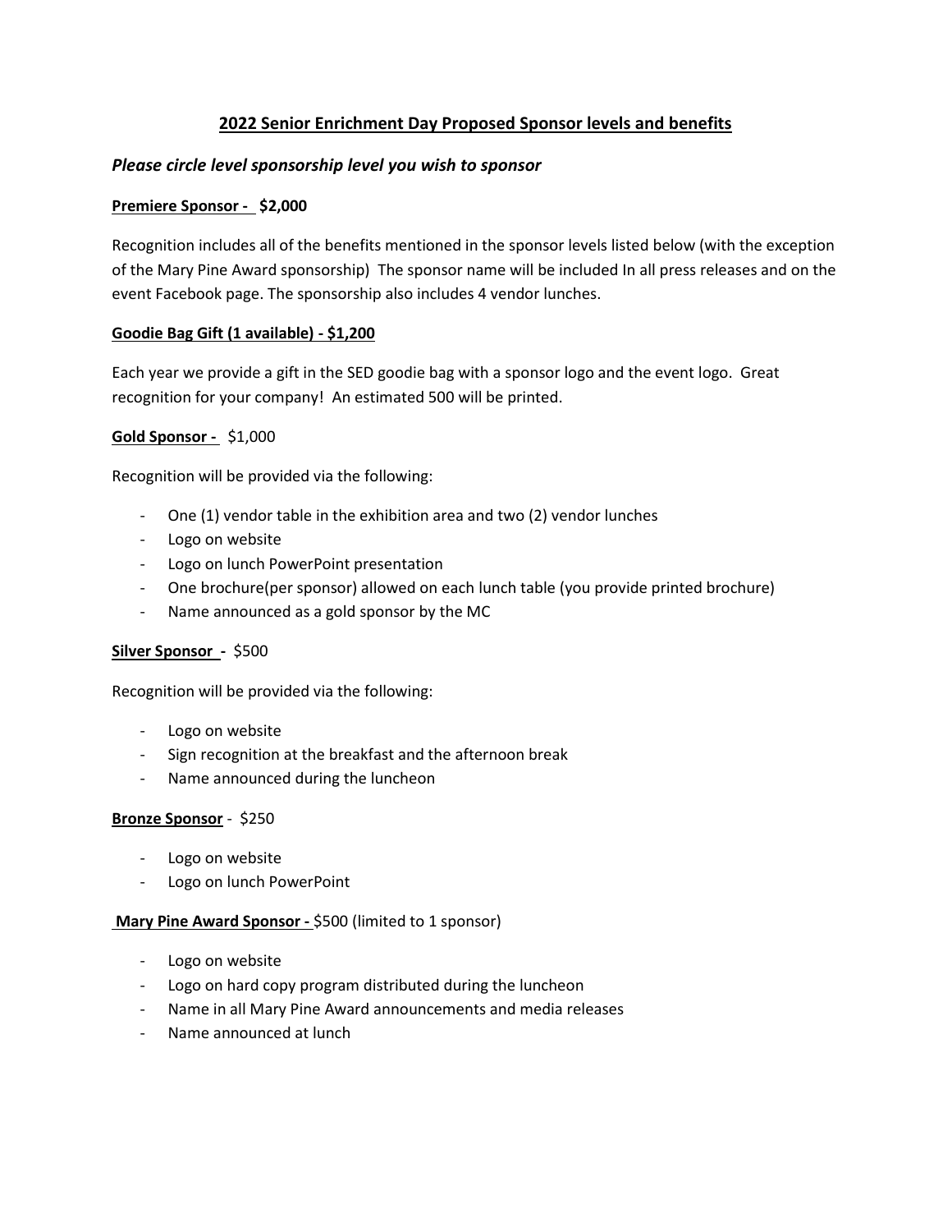# **2022 Senior Enrichment Day Proposed Sponsor levels and benefits**

***Please circle level sponsorship level you wish to sponsor***

**Premiere Sponsor - $2,000**

Recognition includes all of the benefits mentioned in the sponsor levels listed below (with the exception of the Mary Pine Award sponsorship) The sponsor name will be included In all press releases and on the event Facebook page. The sponsorship also includes 4 vendor lunches.

**Goodie Bag Gift (1 available) - $1,200**

Each year we provide a gift in the SED goodie bag with a sponsor logo and the event logo. Great recognition for your company! An estimated 500 will be printed.

**Gold Sponsor -** $1,000

Recognition will be provided via the following:

- One (1) vendor table in the exhibition area and two (2) vendor lunches
- Logo on website
- Logo on lunch PowerPoint presentation
- One brochure(per sponsor) allowed on each lunch table (you provide printed brochure)
- Name announced as a gold sponsor by the MC

**Silver Sponsor -** $500

Recognition will be provided via the following:

- Logo on website
- Sign recognition at the breakfast and the afternoon break
- Name announced during the luncheon

**Bronze Sponsor** - $250

- Logo on website
- Logo on lunch PowerPoint

**Mary Pine Award Sponsor -** $500 (limited to 1 sponsor)

- Logo on website
- Logo on hard copy program distributed during the luncheon
- Name in all Mary Pine Award announcements and media releases
- Name announced at lunch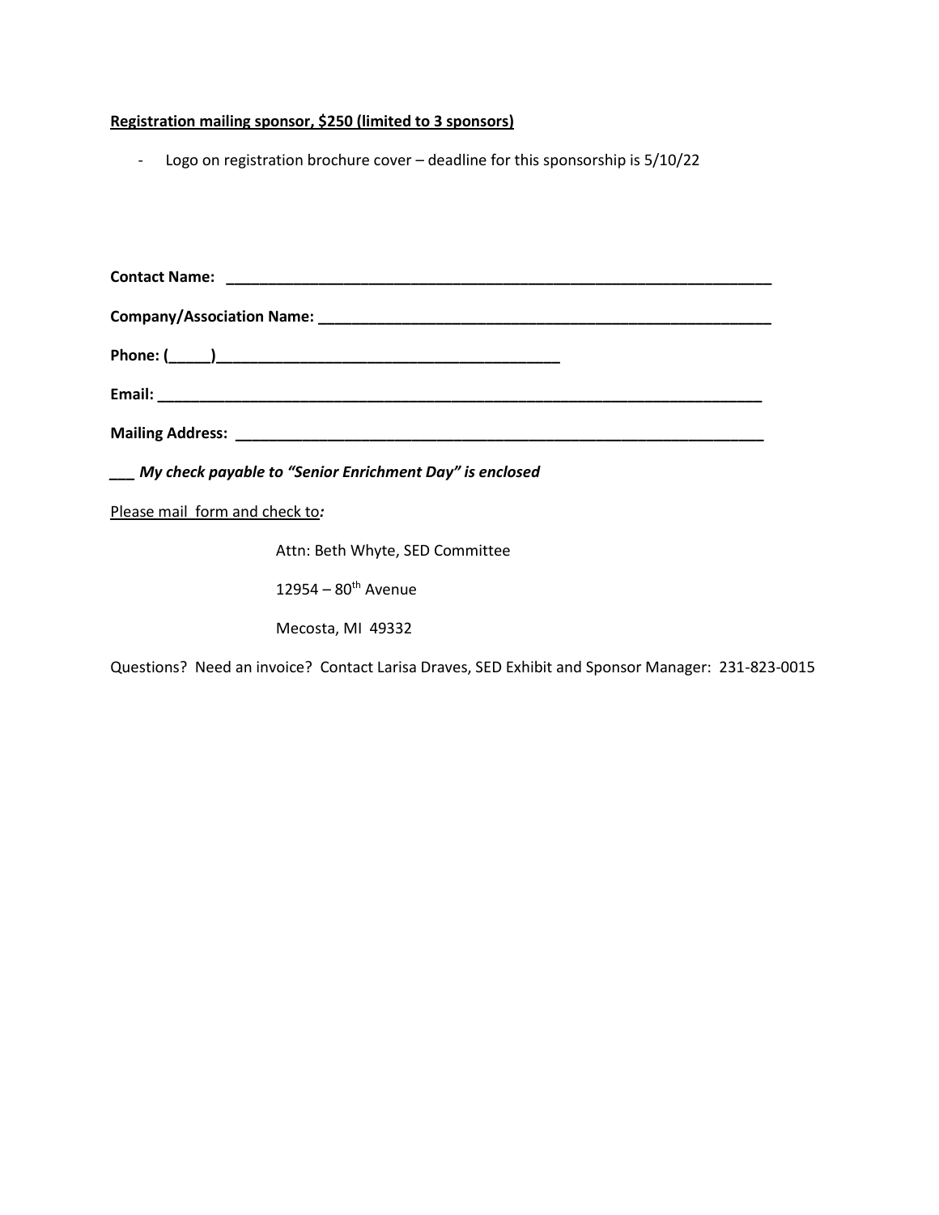**Registration mailing sponsor, $250 (limited to 3 sponsors)**

- Logo on registration brochure cover – deadline for this sponsorship is 5/10/22

**Contact Name: ____________________________________________________________________**

**Company/Association Name: _________________________________________________________**

**Phone: (_____)__________________________________________**

**Email: ___________________________________________________________________________**

**Mailing Address: _________________________________________________________________**

***___ My check payable to "Senior Enrichment Day" is enclosed***

Please mail form and check to:

Attn: Beth Whyte, SED Committee

12954 – 80th Avenue

Mecosta, MI 49332

Questions? Need an invoice? Contact Larisa Draves, SED Exhibit and Sponsor Manager: 231-823-0015